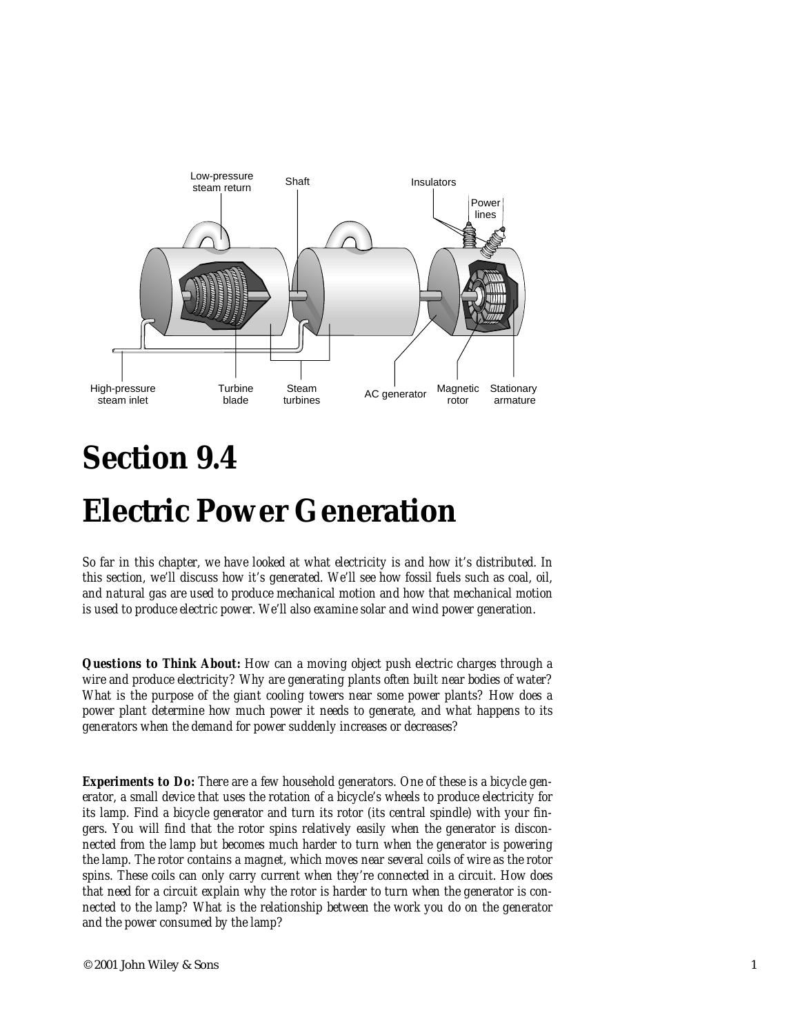# Section 9.4

# Electric Power Generation

*So far in this chapter, we have looked at what electricity is and how it's distributed. In this section, we'll discuss how it's generated. We'll see how fossil fuels such as coal, oil, and natural gas are used to produce mechanical motion and how that mechanical motion is used to produce electric power. We'll also examine solar and wind power generation.*

***Questions to Think About:*** *How can a moving object push electric charges through a wire and produce electricity? Why are generating plants often built near bodies of water? What is the purpose of the giant cooling towers near some power plants? How does a power plant determine how much power it needs to generate, and what happens to its generators when the demand for power suddenly increases or decreases?*

***Experiments to Do:*** *There are a few household generators. One of these is a bicycle generator, a small device that uses the rotation of a bicycle's wheels to produce electricity for its lamp. Find a bicycle generator and turn its rotor (its central spindle) with your fingers. You will find that the rotor spins relatively easily when the generator is disconnected from the lamp but becomes much harder to turn when the generator is powering the lamp. The rotor contains a magnet, which moves near several coils of wire as the rotor spins. These coils can only carry current when they're connected in a circuit. How does that need for a circuit explain why the rotor is harder to turn when the generator is connected to the lamp? What is the relationship between the work you do on the generator and the power consumed by the lamp?*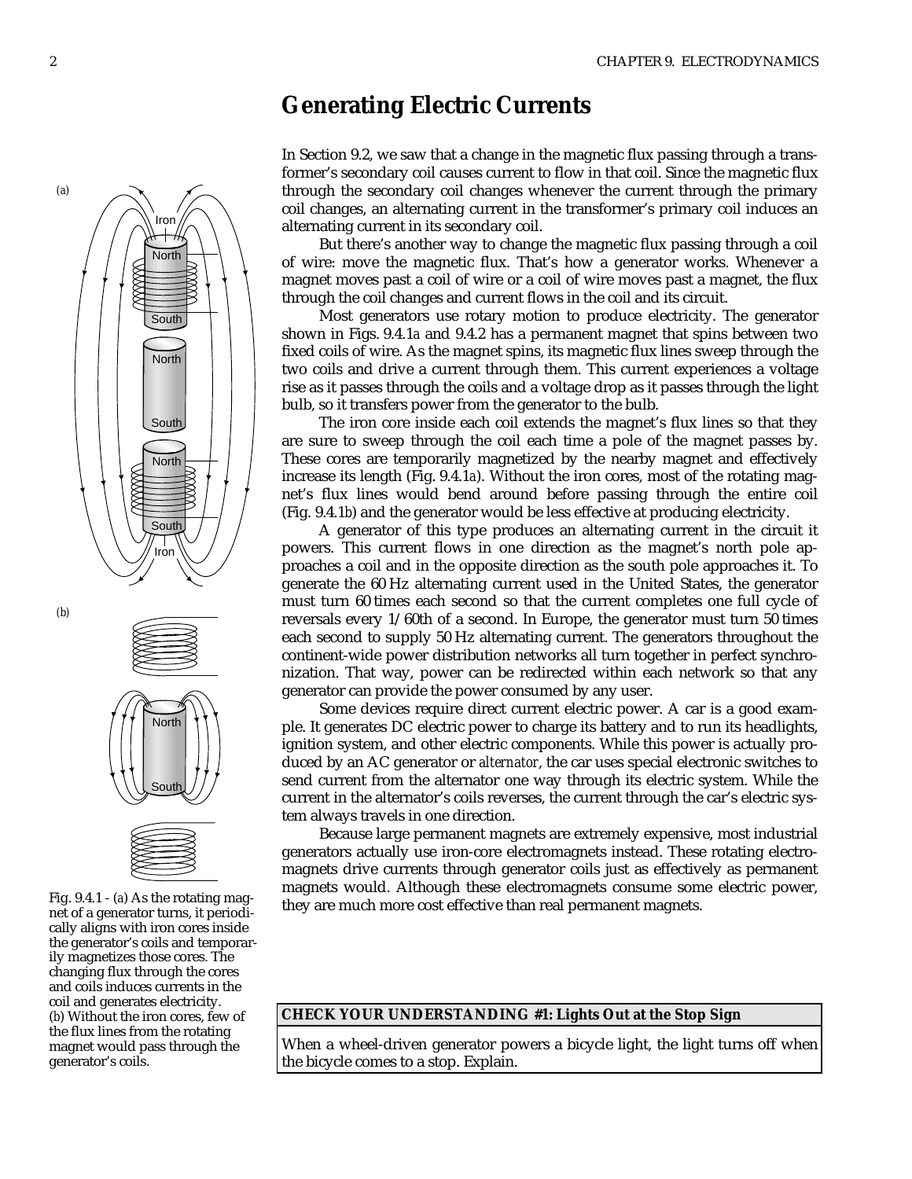## Generating Electric Currents

In Section 9.2, we saw that a change in the magnetic flux passing through a transformer's secondary coil causes current to flow in that coil. Since the magnetic flux through the secondary coil changes whenever the current through the primary coil changes, an alternating current in the transformer's primary coil induces an alternating current in its secondary coil.

But there's another way to change the magnetic flux passing through a coil of wire: move the magnetic flux. That's how a generator works. Whenever a magnet moves past a coil of wire or a coil of wire moves past a magnet, the flux through the coil changes and current flows in the coil and its circuit.

Most generators use rotary motion to produce electricity. The generator shown in Figs. 9.4.1a and 9.4.2 has a permanent magnet that spins between two fixed coils of wire. As the magnet spins, its magnetic flux lines sweep through the two coils and drive a current through them. This current experiences a voltage rise as it passes through the coils and a voltage drop as it passes through the light bulb, so it transfers power from the generator to the bulb.

The iron core inside each coil extends the magnet's flux lines so that they are sure to sweep through the coil each time a pole of the magnet passes by. These cores are temporarily magnetized by the nearby magnet and effectively increase its length (Fig. 9.4.1a). Without the iron cores, most of the rotating magnet's flux lines would bend around before passing through the entire coil (Fig. 9.4.1b) and the generator would be less effective at producing electricity.

A generator of this type produces an alternating current in the circuit it powers. This current flows in one direction as the magnet's north pole approaches a coil and in the opposite direction as the south pole approaches it. To generate the 60 Hz alternating current used in the United States, the generator must turn 60 times each second so that the current completes one full cycle of reversals every 1/60th of a second. In Europe, the generator must turn 50 times each second to supply 50 Hz alternating current. The generators throughout the continent-wide power distribution networks all turn together in perfect synchronization. That way, power can be redirected within each network so that any generator can provide the power consumed by any user.

Some devices require direct current electric power. A car is a good example. It generates DC electric power to charge its battery and to run its headlights, ignition system, and other electric components. While this power is actually produced by an AC generator or *alternator*, the car uses special electronic switches to send current from the alternator one way through its electric system. While the current in the alternator's coils reverses, the current through the car's electric system always travels in one direction.

Because large permanent magnets are extremely expensive, most industrial generators actually use iron-core electromagnets instead. These rotating electromagnets drive currents through generator coils just as effectively as permanent magnets would. Although these electromagnets consume some electric power, they are much more cost effective than real permanent magnets.

Fig. 9.4.1 - (a) As the rotating magnet of a generator turns, it periodically aligns with iron cores inside the generator's coils and temporarily magnetizes those cores. The changing flux through the cores and coils induces currents in the coil and generates electricity. (b) Without the iron cores, few of the flux lines from the rotating magnet would pass through the generator's coils.

**CHECK YOUR UNDERSTANDING #1: Lights Out at the Stop Sign**

When a wheel-driven generator powers a bicycle light, the light turns off when the bicycle comes to a stop. Explain.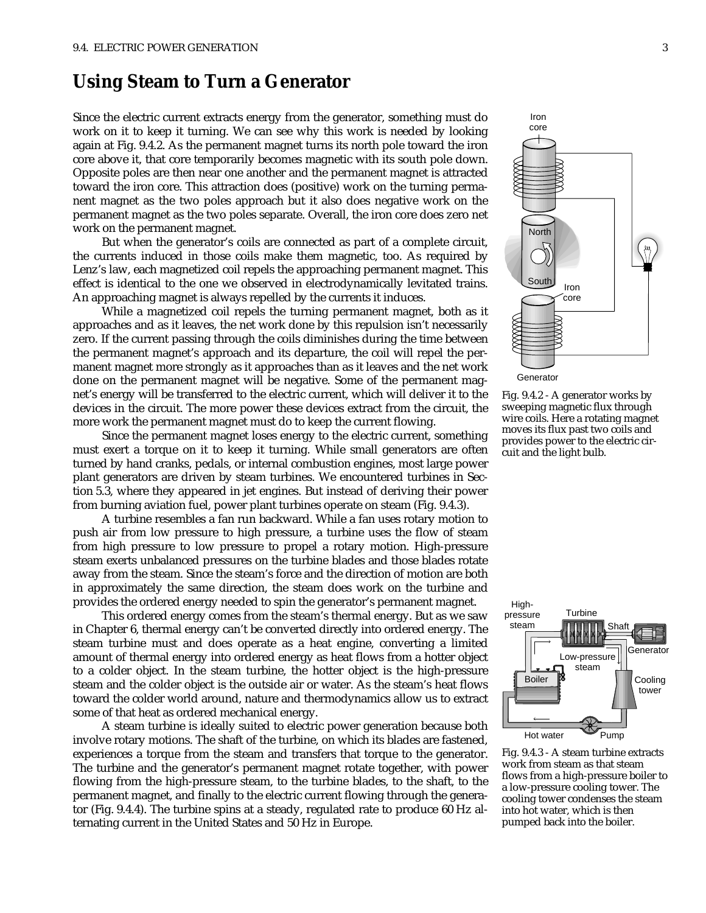## Using Steam to Turn a Generator

Since the electric current extracts energy from the generator, something must do work on it to keep it turning. We can see why this work is needed by looking again at Fig. 9.4.2. As the permanent magnet turns its north pole toward the iron core above it, that core temporarily becomes magnetic with its south pole down. Opposite poles are then near one another and the permanent magnet is attracted toward the iron core. This attraction does (positive) work on the turning permanent magnet as the two poles approach but it also does negative work on the permanent magnet as the two poles separate. Overall, the iron core does zero net work on the permanent magnet.

But when the generator's coils are connected as part of a complete circuit, the currents induced in those coils make them magnetic, too. As required by Lenz's law, each magnetized coil repels the approaching permanent magnet. This effect is identical to the one we observed in electrodynamically levitated trains. An approaching magnet is always repelled by the currents it induces.

While a magnetized coil repels the turning permanent magnet, both as it approaches and as it leaves, the net work done by this repulsion isn't necessarily zero. If the current passing through the coils diminishes during the time between the permanent magnet's approach and its departure, the coil will repel the permanent magnet more strongly as it approaches than as it leaves and the net work done on the permanent magnet will be negative. Some of the permanent magnet's energy will be transferred to the electric current, which will deliver it to the devices in the circuit. The more power these devices extract from the circuit, the more work the permanent magnet must do to keep the current flowing.

Since the permanent magnet loses energy to the electric current, something must exert a torque on it to keep it turning. While small generators are often turned by hand cranks, pedals, or internal combustion engines, most large power plant generators are driven by steam turbines. We encountered turbines in Section 5.3, where they appeared in jet engines. But instead of deriving their power from burning aviation fuel, power plant turbines operate on steam (Fig. 9.4.3).

A turbine resembles a fan run backward. While a fan uses rotary motion to push air from low pressure to high pressure, a turbine uses the flow of steam from high pressure to low pressure to propel a rotary motion. High-pressure steam exerts unbalanced pressures on the turbine blades and those blades rotate away from the steam. Since the steam's force and the direction of motion are both in approximately the same direction, the steam does work on the turbine and provides the ordered energy needed to spin the generator's permanent magnet.

This ordered energy comes from the steam's thermal energy. But as we saw in Chapter 6, thermal energy can't be converted directly into ordered energy. The steam turbine must and does operate as a heat engine, converting a limited amount of thermal energy into ordered energy as heat flows from a hotter object to a colder object. In the steam turbine, the hotter object is the high-pressure steam and the colder object is the outside air or water. As the steam's heat flows toward the colder world around, nature and thermodynamics allow us to extract some of that heat as ordered mechanical energy.

A steam turbine is ideally suited to electric power generation because both involve rotary motions. The shaft of the turbine, on which its blades are fastened, experiences a torque from the steam and transfers that torque to the generator. The turbine and the generator's permanent magnet rotate together, with power flowing from the high-pressure steam, to the turbine blades, to the shaft, to the permanent magnet, and finally to the electric current flowing through the generator (Fig. 9.4.4). The turbine spins at a steady, regulated rate to produce 60 Hz alternating current in the United States and 50 Hz in Europe.

Fig. 9.4.2 - A generator works by sweeping magnetic flux through wire coils. Here a rotating magnet moves its flux past two coils and provides power to the electric circuit and the light bulb.

Fig. 9.4.3 - A steam turbine extracts work from steam as that steam flows from a high-pressure boiler to a low-pressure cooling tower. The cooling tower condenses the steam into hot water, which is then pumped back into the boiler.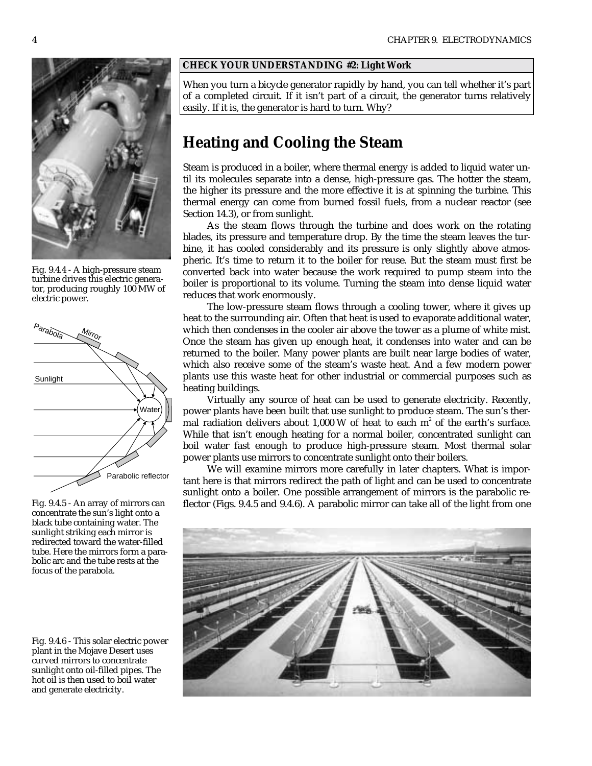**CHECK YOUR UNDERSTANDING #2: Light Work**

When you turn a bicycle generator rapidly by hand, you can tell whether it's part of a completed circuit. If it isn't part of a circuit, the generator turns relatively easily. If it is, the generator is hard to turn. Why?

## Heating and Cooling the Steam

Steam is produced in a boiler, where thermal energy is added to liquid water until its molecules separate into a dense, high-pressure gas. The hotter the steam, the higher its pressure and the more effective it is at spinning the turbine. This thermal energy can come from burned fossil fuels, from a nuclear reactor (see Section 14.3), or from sunlight.

As the steam flows through the turbine and does work on the rotating blades, its pressure and temperature drop. By the time the steam leaves the turbine, it has cooled considerably and its pressure is only slightly above atmospheric. It's time to return it to the boiler for reuse. But the steam must first be converted back into water because the work required to pump steam into the boiler is proportional to its volume. Turning the steam into dense liquid water reduces that work enormously.

The low-pressure steam flows through a cooling tower, where it gives up heat to the surrounding air. Often that heat is used to evaporate additional water, which then condenses in the cooler air above the tower as a plume of white mist. Once the steam has given up enough heat, it condenses into water and can be returned to the boiler. Many power plants are built near large bodies of water, which also receive some of the steam's waste heat. And a few modern power plants use this waste heat for other industrial or commercial purposes such as heating buildings.

Virtually any source of heat can be used to generate electricity. Recently, power plants have been built that use sunlight to produce steam. The sun's thermal radiation delivers about 1,000 W of heat to each $m^2$ of the earth's surface. While that isn't enough heating for a normal boiler, concentrated sunlight can boil water fast enough to produce high-pressure steam. Most thermal solar power plants use mirrors to concentrate sunlight onto their boilers.

We will examine mirrors more carefully in later chapters. What is important here is that mirrors redirect the path of light and can be used to concentrate sunlight onto a boiler. One possible arrangement of mirrors is the parabolic reflector (Figs. 9.4.5 and 9.4.6). A parabolic mirror can take all of the light from one

Fig. 9.4.4 - A high-pressure steam turbine drives this electric generator, producing roughly 100 MW of electric power.

Parabola
Mirror
Sunlight
Water
Parabolic reflector

Fig. 9.4.5 - An array of mirrors can concentrate the sun's light onto a black tube containing water. The sunlight striking each mirror is redirected toward the water-filled tube. Here the mirrors form a parabolic arc and the tube rests at the focus of the parabola.

Fig. 9.4.6 - This solar electric power plant in the Mojave Desert uses curved mirrors to concentrate sunlight onto oil-filled pipes. The hot oil is then used to boil water and generate electricity.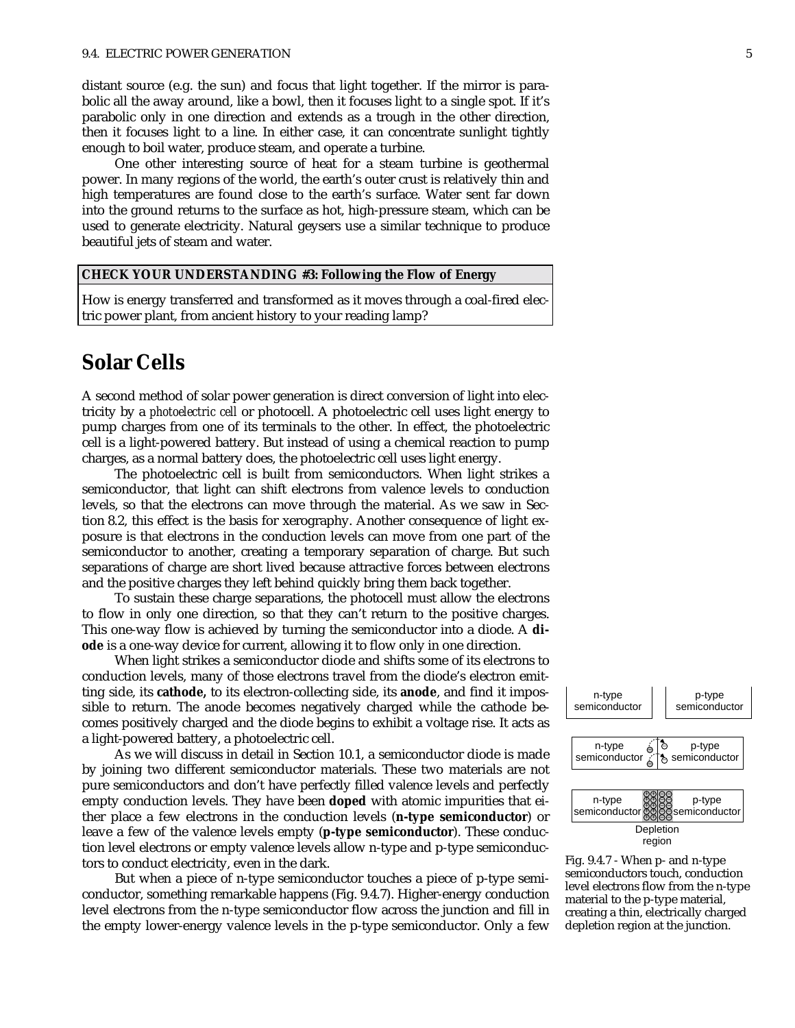distant source (e.g. the sun) and focus that light together. If the mirror is parabolic all the away around, like a bowl, then it focuses light to a single spot. If it's parabolic only in one direction and extends as a trough in the other direction, then it focuses light to a line. In either case, it can concentrate sunlight tightly enough to boil water, produce steam, and operate a turbine.

One other interesting source of heat for a steam turbine is geothermal power. In many regions of the world, the earth's outer crust is relatively thin and high temperatures are found close to the earth's surface. Water sent far down into the ground returns to the surface as hot, high-pressure steam, which can be used to generate electricity. Natural geysers use a similar technique to produce beautiful jets of steam and water.

**CHECK YOUR UNDERSTANDING #3: Following the Flow of Energy**

How is energy transferred and transformed as it moves through a coal-fired electric power plant, from ancient history to your reading lamp?

## Solar Cells

A second method of solar power generation is direct conversion of light into electricity by a *photoelectric cell* or photocell. A photoelectric cell uses light energy to pump charges from one of its terminals to the other. In effect, the photoelectric cell is a light-powered battery. But instead of using a chemical reaction to pump charges, as a normal battery does, the photoelectric cell uses light energy.

The photoelectric cell is built from semiconductors. When light strikes a semiconductor, that light can shift electrons from valence levels to conduction levels, so that the electrons can move through the material. As we saw in Section 8.2, this effect is the basis for xerography. Another consequence of light exposure is that electrons in the conduction levels can move from one part of the semiconductor to another, creating a temporary separation of charge. But such separations of charge are short lived because attractive forces between electrons and the positive charges they left behind quickly bring them back together.

To sustain these charge separations, the photocell must allow the electrons to flow in only one direction, so that they can't return to the positive charges. This one-way flow is achieved by turning the semiconductor into a diode. A **diode** is a one-way device for current, allowing it to flow only in one direction.

When light strikes a semiconductor diode and shifts some of its electrons to conduction levels, many of those electrons travel from the diode's electron emitting side, its **cathode,** to its electron-collecting side, its **anode**, and find it impossible to return. The anode becomes negatively charged while the cathode becomes positively charged and the diode begins to exhibit a voltage rise. It acts as a light-powered battery, a photoelectric cell.

As we will discuss in detail in Section 10.1, a semiconductor diode is made by joining two different semiconductor materials. These two materials are not pure semiconductors and don't have perfectly filled valence levels and perfectly empty conduction levels. They have been **doped** with atomic impurities that either place a few electrons in the conduction levels (**n-type semiconductor**) or leave a few of the valence levels empty (**p-type semiconductor**). These conduction level electrons or empty valence levels allow n-type and p-type semiconductors to conduct electricity, even in the dark.

But when a piece of n-type semiconductor touches a piece of p-type semiconductor, something remarkable happens (Fig. 9.4.7). Higher-energy conduction level electrons from the n-type semiconductor flow across the junction and fill in the empty lower-energy valence levels in the p-type semiconductor. Only a few

n-type semiconductor
p-type semiconductor

n-type semiconductor
p-type semiconductor

n-type semiconductor
p-type semiconductor
Depletion region

Fig. 9.4.7 - When p- and n-type semiconductors touch, conduction level electrons flow from the n-type material to the p-type material, creating a thin, electrically charged depletion region at the junction.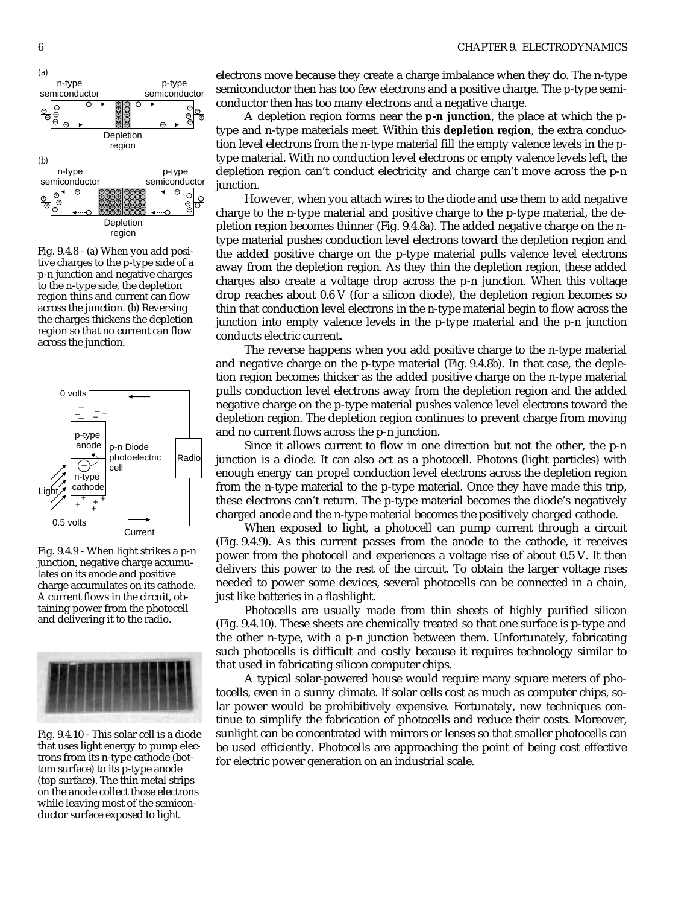electrons move because they create a charge imbalance when they do. The n-type semiconductor then has too few electrons and a positive charge. The p-type semiconductor then has too many electrons and a negative charge.

A depletion region forms near the **p-n junction**, the place at which the p-type and n-type materials meet. Within this **depletion region**, the extra conduction level electrons from the n-type material fill the empty valence levels in the p-type material. With no conduction level electrons or empty valence levels left, the depletion region can't conduct electricity and charge can't move across the p-n junction.

However, when you attach wires to the diode and use them to add negative charge to the n-type material and positive charge to the p-type material, the depletion region becomes thinner (Fig. 9.4.8*a*). The added negative charge on the n-type material pushes conduction level electrons toward the depletion region and the added positive charge on the p-type material pulls valence level electrons away from the depletion region. As they thin the depletion region, these added charges also create a voltage drop across the p-n junction. When this voltage drop reaches about 0.6 V (for a silicon diode), the depletion region becomes so thin that conduction level electrons in the n-type material begin to flow across the junction into empty valence levels in the p-type material and the p-n junction conducts electric current.

The reverse happens when you add positive charge to the n-type material and negative charge on the p-type material (Fig. 9.4.8*b*). In that case, the depletion region becomes thicker as the added positive charge on the n-type material pulls conduction level electrons away from the depletion region and the added negative charge on the p-type material pushes valence level electrons toward the depletion region. The depletion region continues to prevent charge from moving and no current flows across the p-n junction.

Fig. 9.4.8 - (a) When you add positive charges to the p-type side of a p-n junction and negative charges to the n-type side, the depletion region thins and current can flow across the junction. (b) Reversing the charges thickens the depletion region so that no current can flow across the junction.

Since it allows current to flow in one direction but not the other, the p-n junction is a diode. It can also act as a photocell. Photons (light particles) with enough energy can propel conduction level electrons across the depletion region from the n-type material to the p-type material. Once they have made this trip, these electrons can't return. The p-type material becomes the diode's negatively charged anode and the n-type material becomes the positively charged cathode.

When exposed to light, a photocell can pump current through a circuit (Fig. 9.4.9). As this current passes from the anode to the cathode, it receives power from the photocell and experiences a voltage rise of about 0.5 V. It then delivers this power to the rest of the circuit. To obtain the larger voltage rises needed to power some devices, several photocells can be connected in a chain, just like batteries in a flashlight.

Fig. 9.4.9 - When light strikes a p-n junction, negative charge accumulates on its anode and positive charge accumulates on its cathode. A current flows in the circuit, obtaining power from the photocell and delivering it to the radio.

Photocells are usually made from thin sheets of highly purified silicon (Fig. 9.4.10). These sheets are chemically treated so that one surface is p-type and the other n-type, with a p-n junction between them. Unfortunately, fabricating such photocells is difficult and costly because it requires technology similar to that used in fabricating silicon computer chips.

A typical solar-powered house would require many square meters of photocells, even in a sunny climate. If solar cells cost as much as computer chips, solar power would be prohibitively expensive. Fortunately, new techniques continue to simplify the fabrication of photocells and reduce their costs. Moreover, sunlight can be concentrated with mirrors or lenses so that smaller photocells can be used efficiently. Photocells are approaching the point of being cost effective for electric power generation on an industrial scale.

Fig. 9.4.10 - This solar cell is a diode that uses light energy to pump electrons from its n-type cathode (bottom surface) to its p-type anode (top surface). The thin metal strips on the anode collect those electrons while leaving most of the semiconductor surface exposed to light.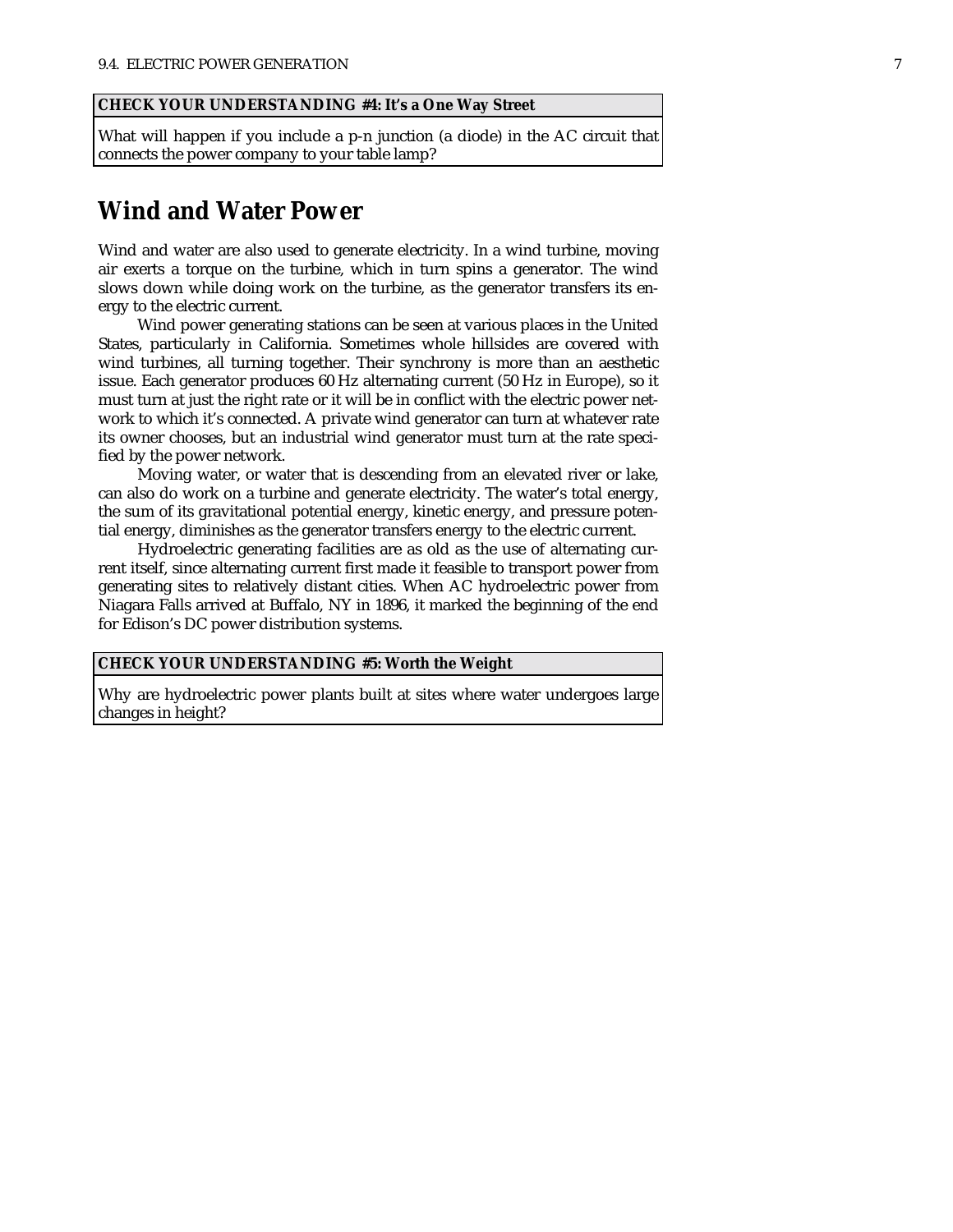**CHECK YOUR UNDERSTANDING #4: It's a One Way Street**

What will happen if you include a p-n junction (a diode) in the AC circuit that connects the power company to your table lamp?

## Wind and Water Power

Wind and water are also used to generate electricity. In a wind turbine, moving air exerts a torque on the turbine, which in turn spins a generator. The wind slows down while doing work on the turbine, as the generator transfers its energy to the electric current.

Wind power generating stations can be seen at various places in the United States, particularly in California. Sometimes whole hillsides are covered with wind turbines, all turning together. Their synchrony is more than an aesthetic issue. Each generator produces 60 Hz alternating current (50 Hz in Europe), so it must turn at just the right rate or it will be in conflict with the electric power network to which it's connected. A private wind generator can turn at whatever rate its owner chooses, but an industrial wind generator must turn at the rate specified by the power network.

Moving water, or water that is descending from an elevated river or lake, can also do work on a turbine and generate electricity. The water's total energy, the sum of its gravitational potential energy, kinetic energy, and pressure potential energy, diminishes as the generator transfers energy to the electric current.

Hydroelectric generating facilities are as old as the use of alternating current itself, since alternating current first made it feasible to transport power from generating sites to relatively distant cities. When AC hydroelectric power from Niagara Falls arrived at Buffalo, NY in 1896, it marked the beginning of the end for Edison's DC power distribution systems.

**CHECK YOUR UNDERSTANDING #5: Worth the Weight**

Why are hydroelectric power plants built at sites where water undergoes large changes in height?